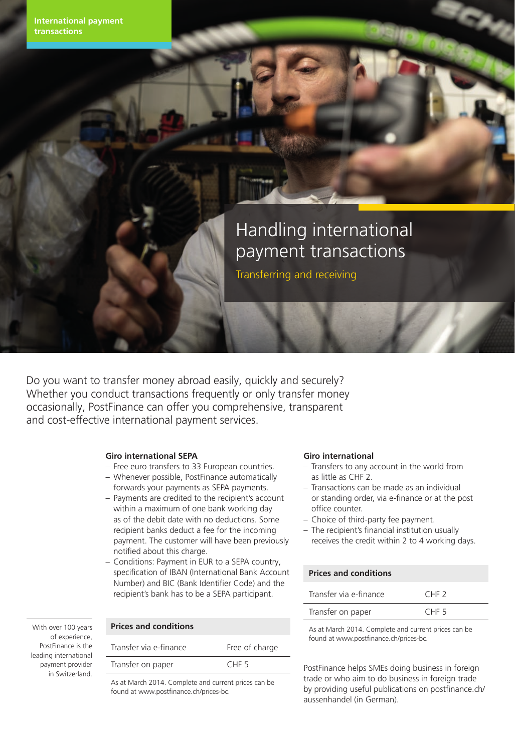International payment transactions

# Handling international payment transactions

## Transferring and receiving

Do you want to transfer money abroad easily, quickly and securely? Whether you conduct transactions frequently or only transfer money occasionally, PostFinance can offer you comprehensive, transparent and cost-effective international payment services.

With over 100 years of experience, PostFinance is the leading international payment provider in Switzerland.

**Giro international SEPA**

- Free euro transfers to 33 European countries.
- Whenever possible, PostFinance automatically forwards your payments as SEPA payments.
- Payments are credited to the recipient's account within a maximum of one bank working day as of the debit date with no deductions. Some recipient banks deduct a fee for the incoming payment. The customer will have been previously notified about this charge.
- Conditions: Payment in EUR to a SEPA country, specification of IBAN (International Bank Account Number) and BIC (Bank Identifier Code) and the recipient's bank has to be a SEPA participant.

| Prices and conditions | |
|---|---|
| Transfer via e-finance | Free of charge |
| Transfer on paper | CHF 5 |

As at March 2014. Complete and current prices can be found at www.postfinance.ch/prices-bc.

**Giro international**

- Transfers to any account in the world from as little as CHF 2.
- Transactions can be made as an individual or standing order, via e-finance or at the post office counter.
- Choice of third-party fee payment.
- The recipient's financial institution usually receives the credit within 2 to 4 working days.

| Prices and conditions | |
|---|---|
| Transfer via e-finance | CHF 2 |
| Transfer on paper | CHF 5 |

As at March 2014. Complete and current prices can be found at www.postfinance.ch/prices-bc.

PostFinance helps SMEs doing business in foreign trade or who aim to do business in foreign trade by providing useful publications on postfinance.ch/aussenhandel (in German).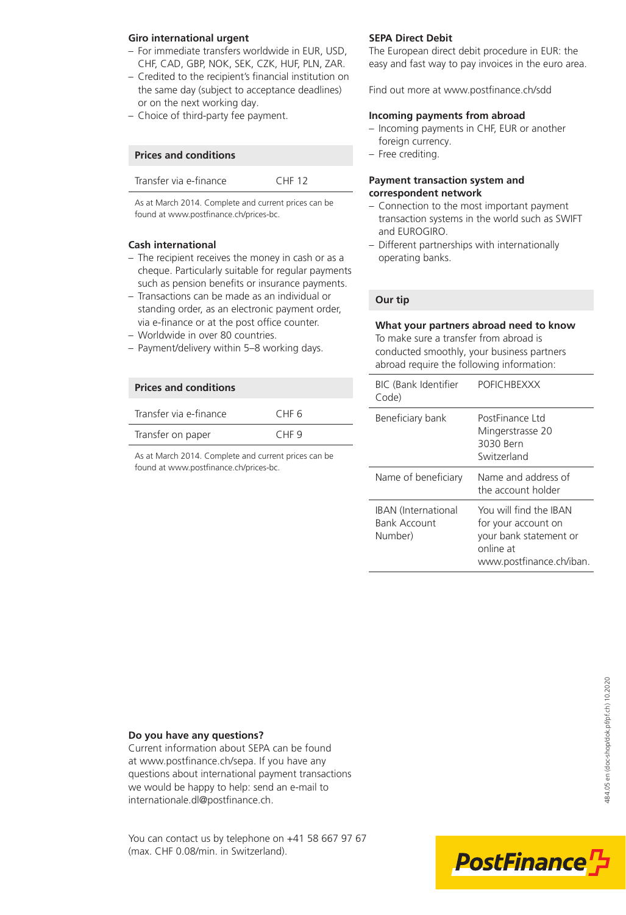## Giro international urgent

- For immediate transfers worldwide in EUR, USD, CHF, CAD, GBP, NOK, SEK, CZK, HUF, PLN, ZAR.
- Credited to the recipient's financial institution on the same day (subject to acceptance deadlines) or on the next working day.
- Choice of third-party fee payment.

| Prices and conditions | |
|---|---|
| Transfer via e-finance | CHF 12 |

As at March 2014. Complete and current prices can be found at www.postfinance.ch/prices-bc.

## Cash international

- The recipient receives the money in cash or as a cheque. Particularly suitable for regular payments such as pension benefits or insurance payments.
- Transactions can be made as an individual or standing order, as an electronic payment order, via e-finance or at the post office counter.
- Worldwide in over 80 countries.
- Payment/delivery within 5–8 working days.

| Prices and conditions | |
|---|---|
| Transfer via e-finance | CHF 6 |
| Transfer on paper | CHF 9 |

As at March 2014. Complete and current prices can be found at www.postfinance.ch/prices-bc.

## SEPA Direct Debit

The European direct debit procedure in EUR: the easy and fast way to pay invoices in the euro area.

Find out more at www.postfinance.ch/sdd

## Incoming payments from abroad

- Incoming payments in CHF, EUR or another foreign currency.
- Free crediting.

## Payment transaction system and correspondent network

- Connection to the most important payment transaction systems in the world such as SWIFT and EUROGIRO.
- Different partnerships with internationally operating banks.

## Our tip

**What your partners abroad need to know**
To make sure a transfer from abroad is conducted smoothly, your business partners abroad require the following information:

| | |
|---|---|
| BIC (Bank Identifier Code) | POFICHBEXXX |
| Beneficiary bank | PostFinance Ltd Mingerstrasse 20 3030 Bern Switzerland |
| Name of beneficiary | Name and address of the account holder |
| IBAN (International Bank Account Number) | You will find the IBAN for your account on your bank statement or online at www.postfinance.ch/iban. |

## Do you have any questions?

Current information about SEPA can be found at www.postfinance.ch/sepa. If you have any questions about international payment transactions we would be happy to help: send an e-mail to internationale.dl@postfinance.ch.

You can contact us by telephone on +41 58 667 97 67 (max. CHF 0.08/min. in Switzerland).

484.05 en (doc-shop/dok.pf/pf.ch) 10.2020

PostFinance